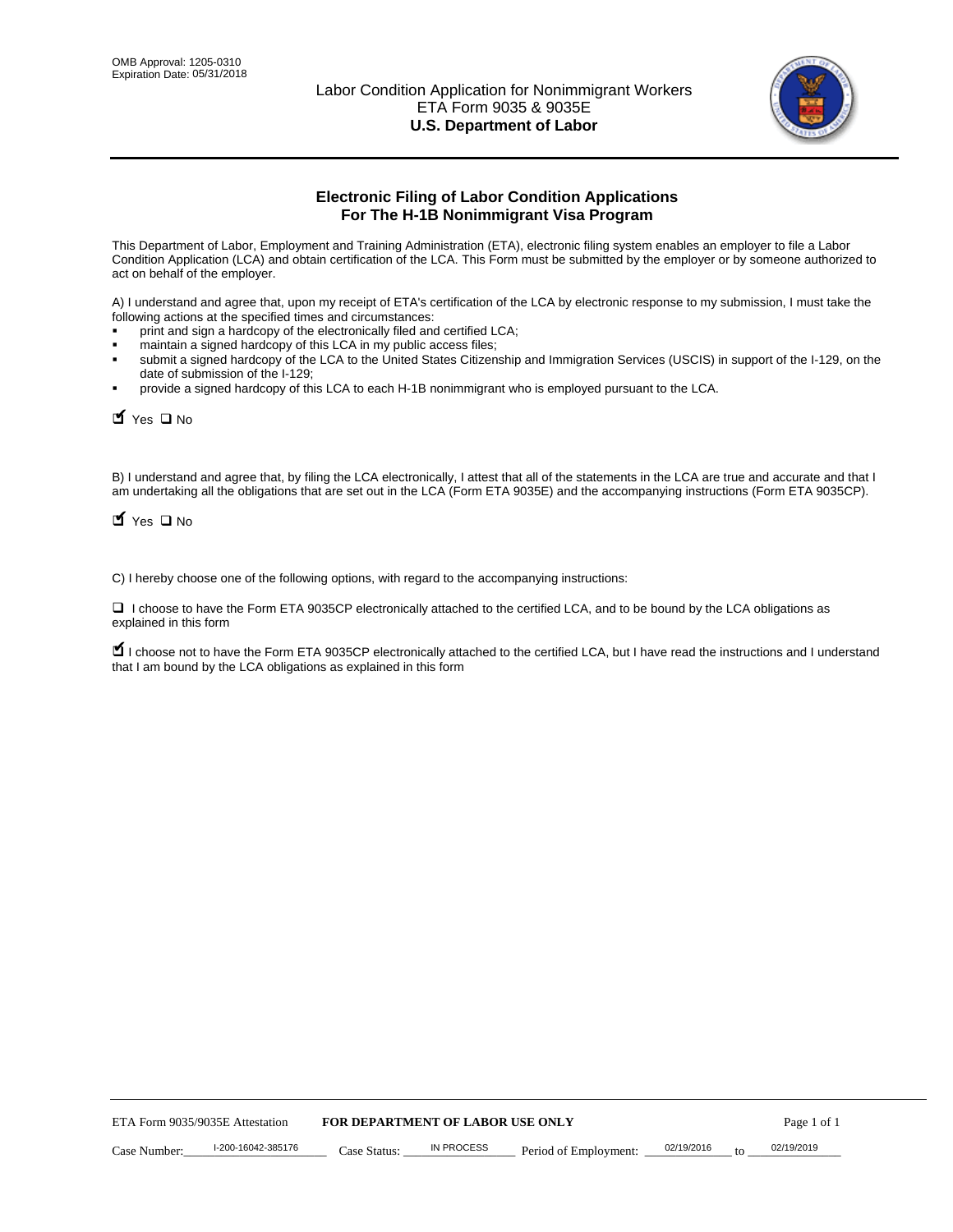OMB Approval: 1205-0310
Expiration Date: 05/31/2018

Labor Condition Application for Nonimmigrant Workers
ETA Form 9035 & 9035E
**U.S. Department of Labor**

## Electronic Filing of Labor Condition Applications For The H-1B Nonimmigrant Visa Program

This Department of Labor, Employment and Training Administration (ETA), electronic filing system enables an employer to file a Labor Condition Application (LCA) and obtain certification of the LCA. This Form must be submitted by the employer or by someone authorized to act on behalf of the employer.

A) I understand and agree that, upon my receipt of ETA's certification of the LCA by electronic response to my submission, I must take the following actions at the specified times and circumstances:

- print and sign a hardcopy of the electronically filed and certified LCA;
- maintain a signed hardcopy of this LCA in my public access files;
- submit a signed hardcopy of the LCA to the United States Citizenship and Immigration Services (USCIS) in support of the I-129, on the date of submission of the I-129;
- provide a signed hardcopy of this LCA to each H-1B nonimmigrant who is employed pursuant to the LCA.

☑ Yes ☐ No

B) I understand and agree that, by filing the LCA electronically, I attest that all of the statements in the LCA are true and accurate and that I am undertaking all the obligations that are set out in the LCA (Form ETA 9035E) and the accompanying instructions (Form ETA 9035CP).

☑ Yes ☐ No

C) I hereby choose one of the following options, with regard to the accompanying instructions:

☐ I choose to have the Form ETA 9035CP electronically attached to the certified LCA, and to be bound by the LCA obligations as explained in this form

☑ I choose not to have the Form ETA 9035CP electronically attached to the certified LCA, but I have read the instructions and I understand that I am bound by the LCA obligations as explained in this form

ETA Form 9035/9035E Attestation **FOR DEPARTMENT OF LABOR USE ONLY**

Case Number: I-200-16042-385176 Case Status: IN PROCESS Period of Employment: 02/19/2016 to 02/19/2019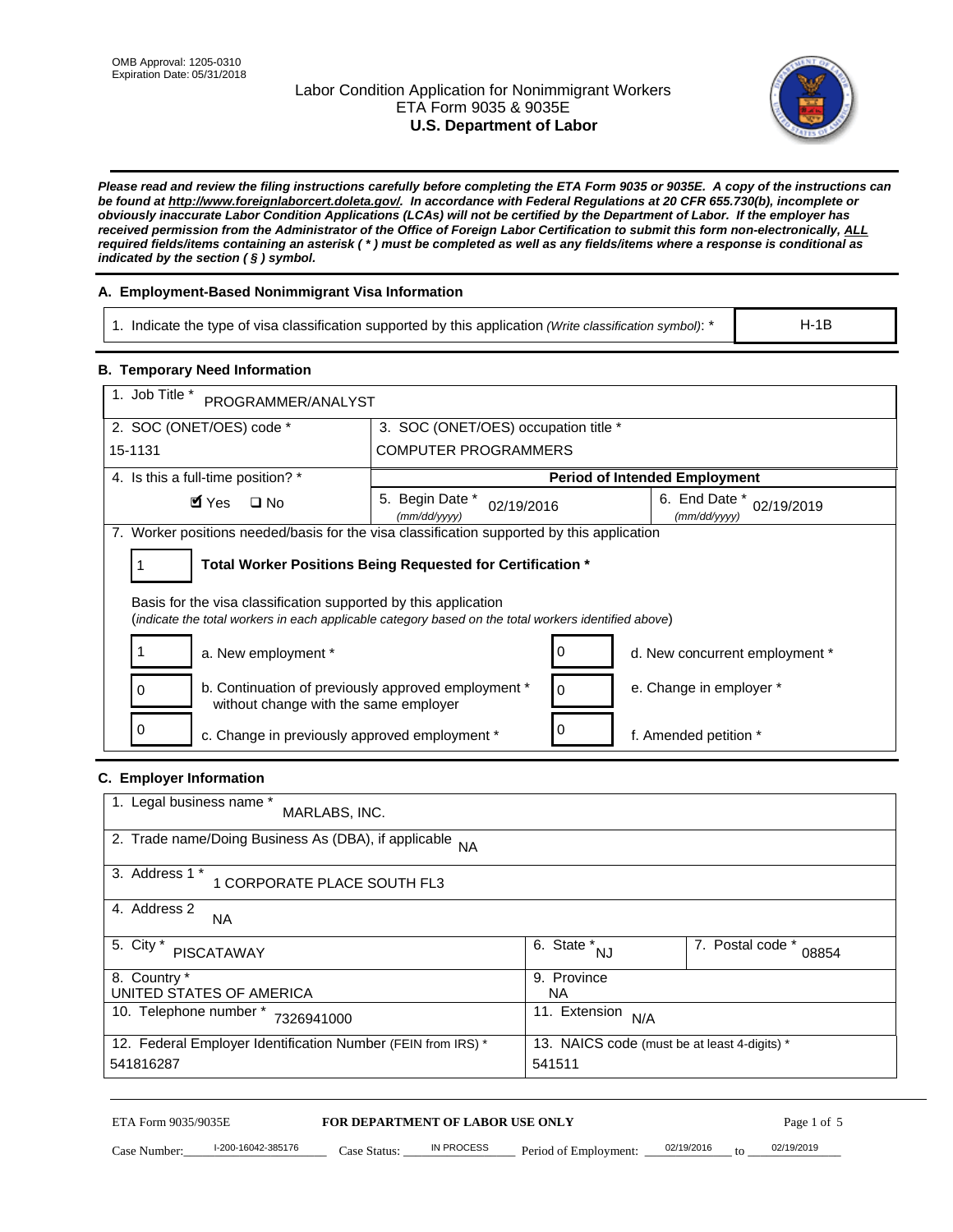OMB Approval: 1205-0310
Expiration Date: 05/31/2018

# Labor Condition Application for Nonimmigrant Workers
## ETA Form 9035 & 9035E
## U.S. Department of Labor

***Please read and review the filing instructions carefully before completing the ETA Form 9035 or 9035E. A copy of the instructions can be found at http://www.foreignlaborcert.doleta.gov/. In accordance with Federal Regulations at 20 CFR 655.730(b), incomplete or obviously inaccurate Labor Condition Applications (LCAs) will not be certified by the Department of Labor. If the employer has received permission from the Administrator of the Office of Foreign Labor Certification to submit this form non-electronically, ALL required fields/items containing an asterisk ( * ) must be completed as well as any fields/items where a response is conditional as indicated by the section ( § ) symbol.***

### A. Employment-Based Nonimmigrant Visa Information

| 1. Indicate the type of visa classification supported by this application *(Write classification symbol)*: * | H-1B |
|---|---|

### B. Temporary Need Information

| 1. Job Title * PROGRAMMER/ANALYST | | |
|---|---|---|
| 2. SOC (ONET/OES) code * 15-1131 | 3. SOC (ONET/OES) occupation title * COMPUTER PROGRAMMERS | |
| 4. Is this a full-time position? * | **Period of Intended Employment** | |
| ☑ Yes ☐ No | 5. Begin Date * *(mm/dd/yyyy)* 02/19/2016 | 6. End Date * *(mm/dd/yyyy)* 02/19/2019 |

7. Worker positions needed/basis for the visa classification supported by this application

1 **Total Worker Positions Being Requested for Certification ***

Basis for the visa classification supported by this application
(*indicate the total workers in each applicable category based on the total workers identified above*)

| | | | |
|---|---|---|---|
| 1 | a. New employment * | 0 | d. New concurrent employment * |
| 0 | b. Continuation of previously approved employment * without change with the same employer | 0 | e. Change in employer * |
| 0 | c. Change in previously approved employment * | 0 | f. Amended petition * |

### C. Employer Information

| | | |
|---|---|---|
| 1. Legal business name * MARLABS, INC. | | |
| 2. Trade name/Doing Business As (DBA), if applicable NA | | |
| 3. Address 1 * 1 CORPORATE PLACE SOUTH FL3 | | |
| 4. Address 2 NA | | |
| 5. City * PISCATAWAY | 6. State * NJ | 7. Postal code * 08854 |
| 8. Country * UNITED STATES OF AMERICA | 9. Province NA | |
| 10. Telephone number * 7326941000 | 11. Extension N/A | |
| 12. Federal Employer Identification Number (FEIN from IRS) * 541816287 | 13. NAICS code (must be at least 4-digits) * 541511 | |

ETA Form 9035/9035E **FOR DEPARTMENT OF LABOR USE ONLY**

Case Number: I-200-16042-385176 Case Status: IN PROCESS Period of Employment: 02/19/2016 to 02/19/2019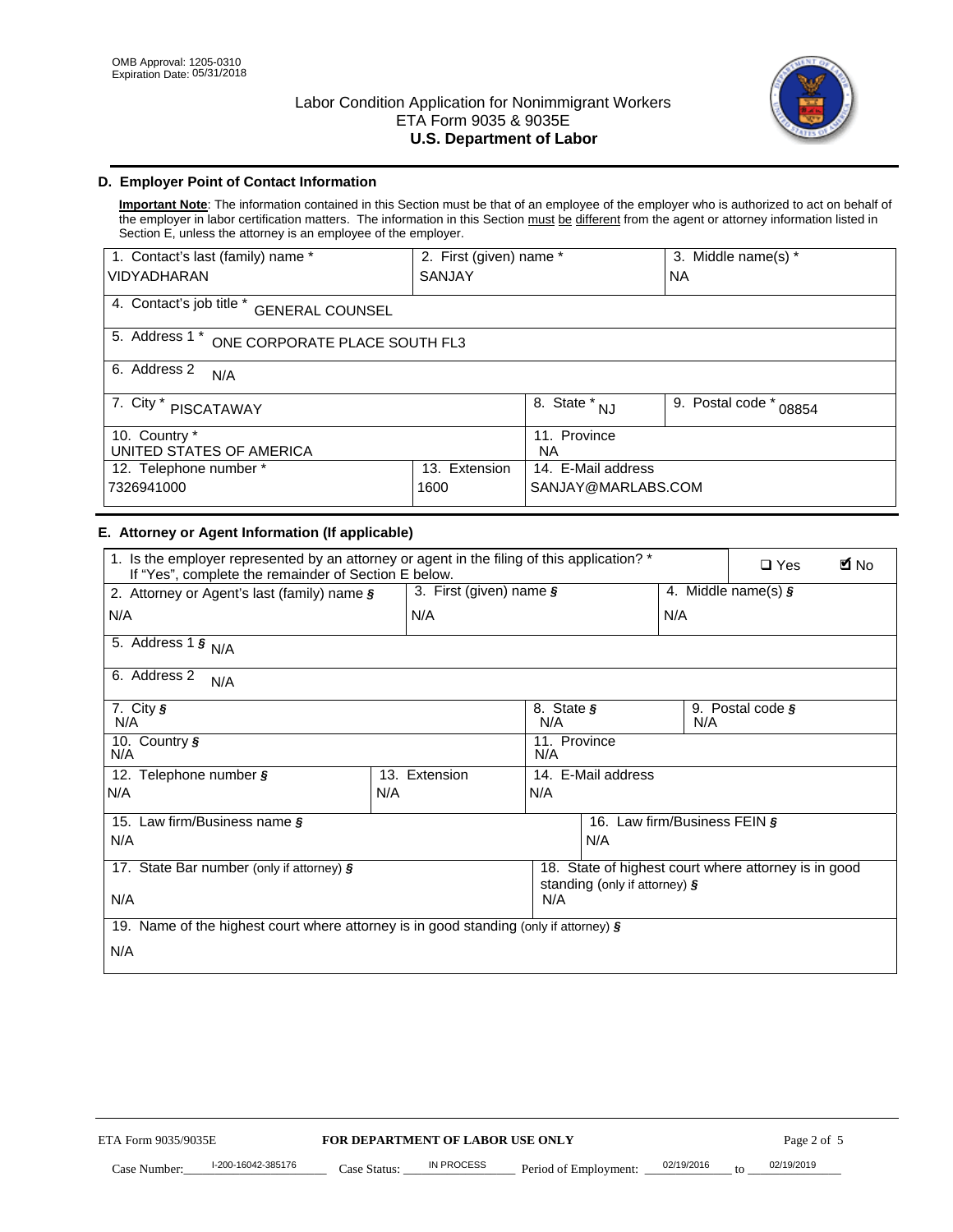OMB Approval: 1205-0310
Expiration Date: 05/31/2018

# Labor Condition Application for Nonimmigrant Workers
ETA Form 9035 & 9035E
**U.S. Department of Labor**

## D. Employer Point of Contact Information

**Important Note**: The information contained in this Section must be that of an employee of the employer who is authorized to act on behalf of the employer in labor certification matters. The information in this Section must be different from the agent or attorney information listed in Section E, unless the attorney is an employee of the employer.

| 1. Contact's last (family) name * | 2. First (given) name * | | 3. Middle name(s) * |
|---|---|---|---|
| VIDYADHARAN | SANJAY | | NA |
| 4. Contact's job title * GENERAL COUNSEL | | | |
| 5. Address 1 * ONE CORPORATE PLACE SOUTH FL3 | | | |
| 6. Address 2 N/A | | | |
| 7. City * PISCATAWAY | | 8. State * NJ | 9. Postal code * 08854 |
| 10. Country * UNITED STATES OF AMERICA | | 11. Province NA | |
| 12. Telephone number * 7326941000 | 13. Extension 1600 | 14. E-Mail address SANJAY@MARLABS.COM | |

## E. Attorney or Agent Information (If applicable)

| 1. Is the employer represented by an attorney or agent in the filing of this application? * If "Yes", complete the remainder of Section E below. | | | ☐ Yes ☑ No |
|---|---|---|---|
| 2. Attorney or Agent's last (family) name § | 3. First (given) name § | | 4. Middle name(s) § |
| N/A | N/A | | N/A |
| 5. Address 1 § N/A | | | |
| 6. Address 2 N/A | | | |
| 7. City § N/A | | 8. State § N/A | 9. Postal code § N/A |
| 10. Country § N/A | | 11. Province N/A | |
| 12. Telephone number § N/A | 13. Extension N/A | 14. E-Mail address N/A | |
| 15. Law firm/Business name § N/A | | 16. Law firm/Business FEIN § N/A | |
| 17. State Bar number (only if attorney) § N/A | | 18. State of highest court where attorney is in good standing (only if attorney) § N/A | |
| 19. Name of the highest court where attorney is in good standing (only if attorney) § N/A | | | |

ETA Form 9035/9035E **FOR DEPARTMENT OF LABOR USE ONLY**

Case Number: I-200-16042-385176 Case Status: IN PROCESS Period of Employment: 02/19/2016 to 02/19/2019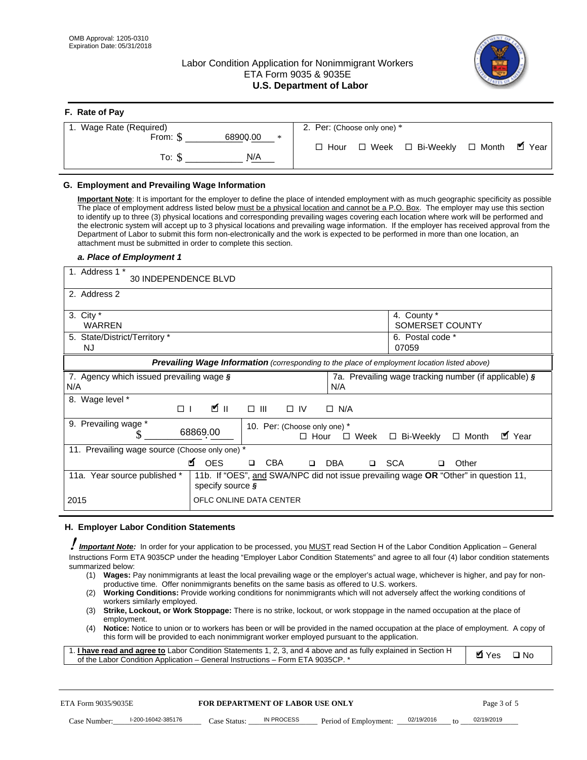OMB Approval: 1205-0310
Expiration Date: 05/31/2018

# Labor Condition Application for Nonimmigrant Workers
ETA Form 9035 & 9035E
**U.S. Department of Labor**

## F. Rate of Pay

| 1. Wage Rate (Required) | 2. Per: (Choose only one) * |
|---|---|
| From: $ 68900.00 * | ☐ Hour ☐ Week ☐ Bi-Weekly ☐ Month ☑ Year |
| To: $ N/A | |

## G. Employment and Prevailing Wage Information

**Important Note**: It is important for the employer to define the place of intended employment with as much geographic specificity as possible The place of employment address listed below must be a physical location and cannot be a P.O. Box. The employer may use this section to identify up to three (3) physical locations and corresponding prevailing wages covering each location where work will be performed and the electronic system will accept up to 3 physical locations and prevailing wage information. If the employer has received approval from the Department of Labor to submit this form non-electronically and the work is expected to be performed in more than one location, an attachment must be submitted in order to complete this section.

### *a. Place of Employment 1*

| | |
|---|---|
| 1. Address 1 * 30 INDEPENDENCE BLVD | |
| 2. Address 2 | |
| 3. City * WARREN | 4. County * SOMERSET COUNTY |
| 5. State/District/Territory * NJ | 6. Postal code * 07059 |

***Prevailing Wage Information*** *(corresponding to the place of employment location listed above)*

| | |
|---|---|
| 7. Agency which issued prevailing wage § N/A | 7a. Prevailing wage tracking number (if applicable) § N/A |
| 8. Wage level * ☐ I ☑ II ☐ III ☐ IV ☐ N/A | |
| 9. Prevailing wage * $ 68869.00 | 10. Per: (Choose only one) * ☐ Hour ☐ Week ☐ Bi-Weekly ☐ Month ☑ Year |
| 11. Prevailing wage source (Choose only one) * ☑ OES ☐ CBA ☐ DBA ☐ SCA ☐ Other | |
| 11a. Year source published * 2015 | 11b. If "OES", and SWA/NPC did not issue prevailing wage OR "Other" in question 11, specify source § OFLC ONLINE DATA CENTER |

## H. Employer Labor Condition Statements

***Important Note:*** In order for your application to be processed, you MUST read Section H of the Labor Condition Application – General Instructions Form ETA 9035CP under the heading "Employer Labor Condition Statements" and agree to all four (4) labor condition statements summarized below:

(1) **Wages:** Pay nonimmigrants at least the local prevailing wage or the employer's actual wage, whichever is higher, and pay for non-productive time. Offer nonimmigrants benefits on the same basis as offered to U.S. workers.
(2) **Working Conditions:** Provide working conditions for nonimmigrants which will not adversely affect the working conditions of workers similarly employed.
(3) **Strike, Lockout, or Work Stoppage:** There is no strike, lockout, or work stoppage in the named occupation at the place of employment.
(4) **Notice:** Notice to union or to workers has been or will be provided in the named occupation at the place of employment. A copy of this form will be provided to each nonimmigrant worker employed pursuant to the application.

| | |
|---|---|
| 1. **I have read and agree to** Labor Condition Statements 1, 2, 3, and 4 above and as fully explained in Section H of the Labor Condition Application – General Instructions – Form ETA 9035CP. * | ☑ Yes ☐ No |

ETA Form 9035/9035E — **FOR DEPARTMENT OF LABOR USE ONLY**

Case Number: I-200-16042-385176 Case Status: IN PROCESS Period of Employment: 02/19/2016 to 02/19/2019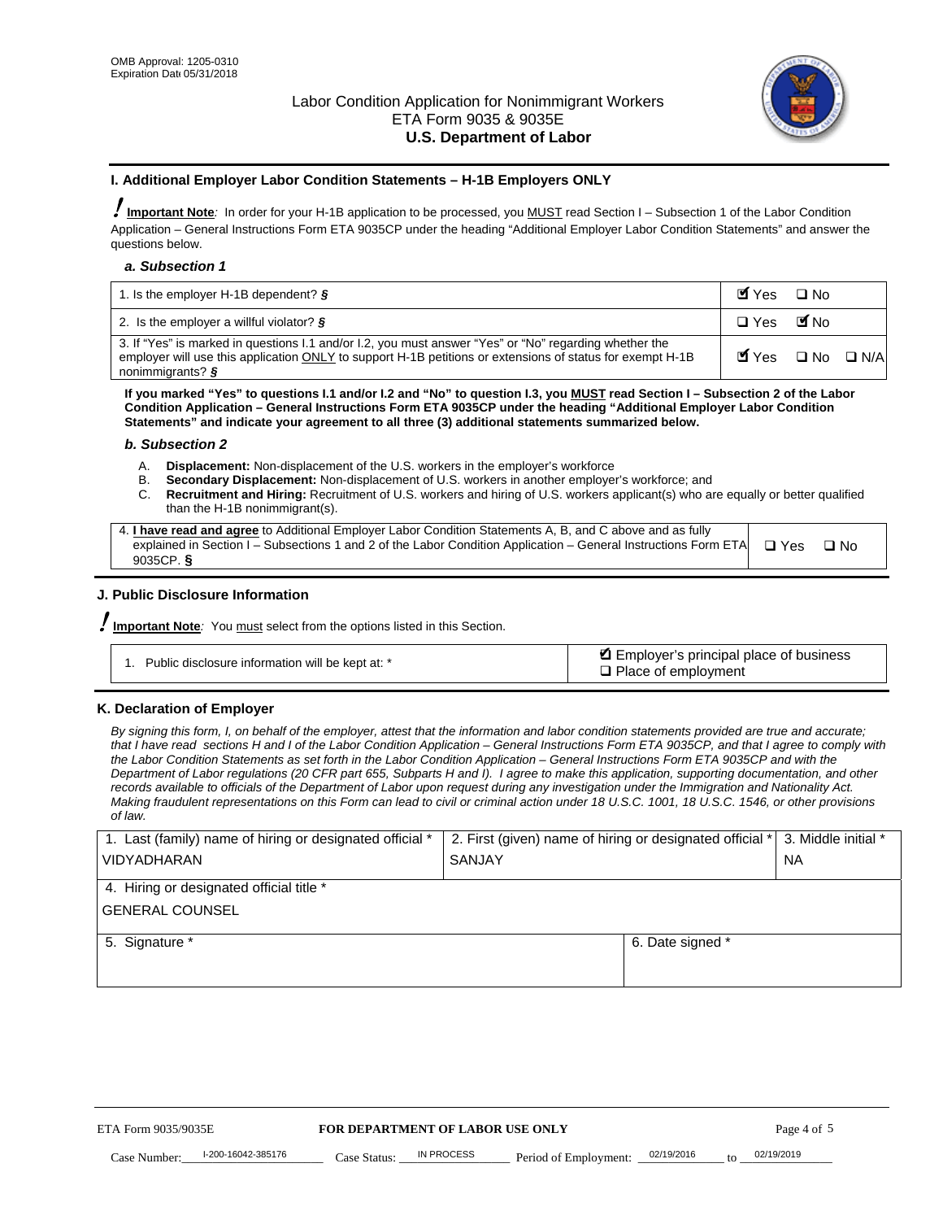OMB Approval: 1205-0310
Expiration Date 05/31/2018

Labor Condition Application for Nonimmigrant Workers
ETA Form 9035 & 9035E
**U.S. Department of Labor**

## I. Additional Employer Labor Condition Statements – H-1B Employers ONLY

**Important Note**: In order for your H-1B application to be processed, you MUST read Section I – Subsection 1 of the Labor Condition Application – General Instructions Form ETA 9035CP under the heading "Additional Employer Labor Condition Statements" and answer the questions below.

### a. Subsection 1

| Question | Answer |
|---|---|
| 1. Is the employer H-1B dependent? § | ☑ Yes ☐ No |
| 2. Is the employer a willful violator? § | ☐ Yes ☑ No |
| 3. If "Yes" is marked in questions I.1 and/or I.2, you must answer "Yes" or "No" regarding whether the employer will use this application ONLY to support H-1B petitions or extensions of status for exempt H-1B nonimmigrants? § | ☑ Yes ☐ No ☐ N/A |

**If you marked "Yes" to questions I.1 and/or I.2 and "No" to question I.3, you MUST read Section I – Subsection 2 of the Labor Condition Application – General Instructions Form ETA 9035CP under the heading "Additional Employer Labor Condition Statements" and indicate your agreement to all three (3) additional statements summarized below.**

### b. Subsection 2

A. **Displacement:** Non-displacement of the U.S. workers in the employer's workforce
B. **Secondary Displacement:** Non-displacement of U.S. workers in another employer's workforce; and
C. **Recruitment and Hiring:** Recruitment of U.S. workers and hiring of U.S. workers applicant(s) who are equally or better qualified than the H-1B nonimmigrant(s).

| Question | Answer |
|---|---|
| 4. **I have read and agree** to Additional Employer Labor Condition Statements A, B, and C above and as fully explained in Section I – Subsections 1 and 2 of the Labor Condition Application – General Instructions Form ETA 9035CP. § | ☐ Yes ☐ No |

## J. Public Disclosure Information

**Important Note**: You must select from the options listed in this Section.

| Question | Answer |
|---|---|
| 1. Public disclosure information will be kept at: * | ☑ Employer's principal place of business<br>☐ Place of employment |

## K. Declaration of Employer

*By signing this form, I, on behalf of the employer, attest that the information and labor condition statements provided are true and accurate; that I have read sections H and I of the Labor Condition Application – General Instructions Form ETA 9035CP, and that I agree to comply with the Labor Condition Statements as set forth in the Labor Condition Application – General Instructions Form ETA 9035CP and with the Department of Labor regulations (20 CFR part 655, Subparts H and I). I agree to make this application, supporting documentation, and other records available to officials of the Department of Labor upon request during any investigation under the Immigration and Nationality Act. Making fraudulent representations on this Form can lead to civil or criminal action under 18 U.S.C. 1001, 18 U.S.C. 1546, or other provisions of law.*

| 1. Last (family) name of hiring or designated official * | 2. First (given) name of hiring or designated official * | 3. Middle initial * |
|---|---|---|
| VIDYADHARAN | SANJAY | NA |
| 4. Hiring or designated official title * | | |
| GENERAL COUNSEL | | |
| 5. Signature * | 6. Date signed * | |
| | | |

ETA Form 9035/9035E — **FOR DEPARTMENT OF LABOR USE ONLY**

Case Number: I-200-16042-385176 Case Status: IN PROCESS Period of Employment: 02/19/2016 to 02/19/2019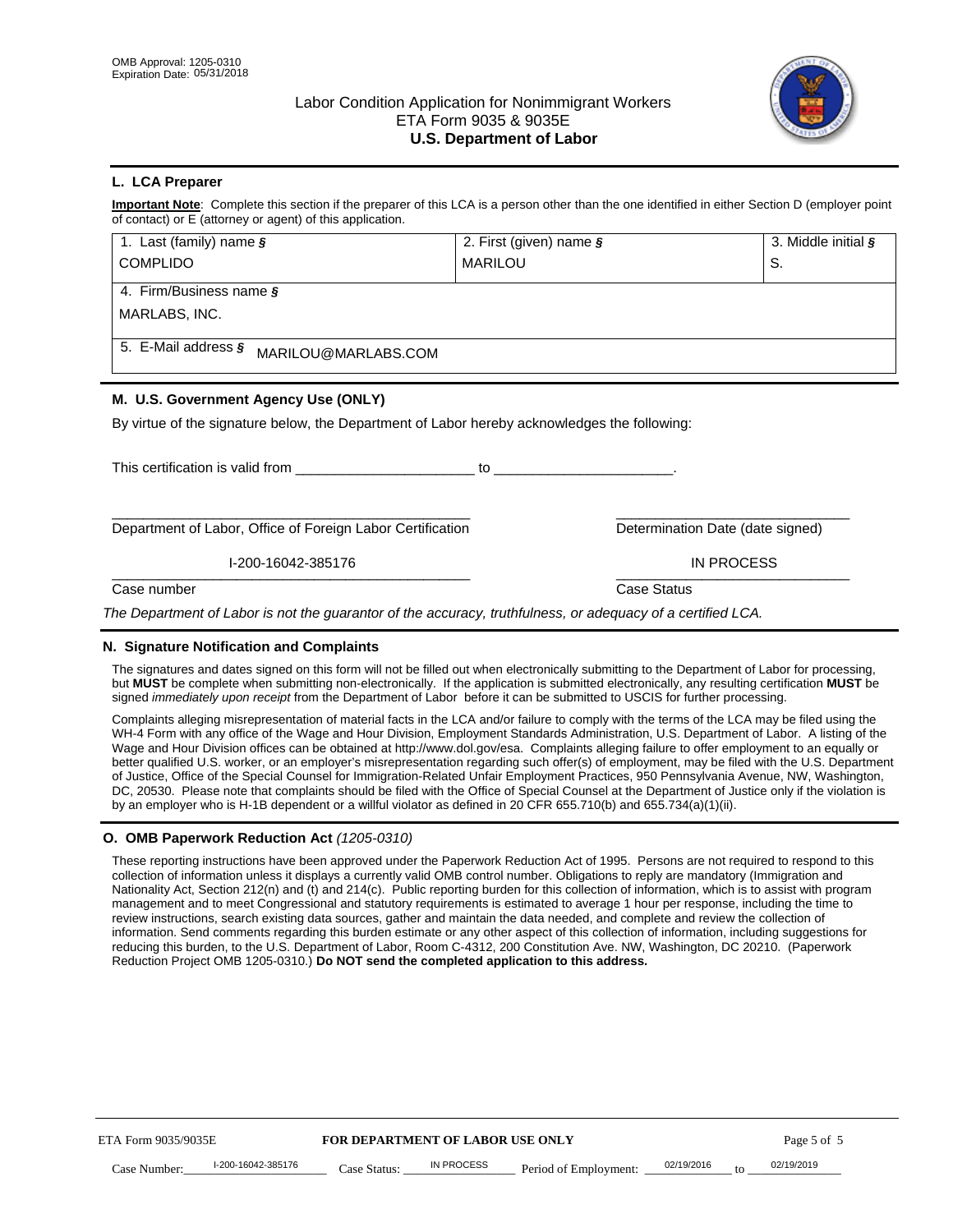OMB Approval: 1205-0310
Expiration Date: 05/31/2018

Labor Condition Application for Nonimmigrant Workers
ETA Form 9035 & 9035E
**U.S. Department of Labor**

## L. LCA Preparer

**Important Note**: Complete this section if the preparer of this LCA is a person other than the one identified in either Section D (employer point of contact) or E (attorney or agent) of this application.

| 1. Last (family) name § | 2. First (given) name § | 3. Middle initial § |
|---|---|---|
| COMPLIDO | MARILOU | S. |

4. Firm/Business name §
MARLABS, INC.

5. E-Mail address § MARILOU@MARLABS.COM

## M. U.S. Government Agency Use (ONLY)

By virtue of the signature below, the Department of Labor hereby acknowledges the following:

This certification is valid from ______________________ to ______________________.

______________________________________________
Department of Labor, Office of Foreign Labor Certification

______________________________
Determination Date (date signed)

I-200-16042-385176
Case number

IN PROCESS
Case Status

*The Department of Labor is not the guarantor of the accuracy, truthfulness, or adequacy of a certified LCA.*

## N. Signature Notification and Complaints

The signatures and dates signed on this form will not be filled out when electronically submitting to the Department of Labor for processing, but **MUST** be complete when submitting non-electronically. If the application is submitted electronically, any resulting certification **MUST** be signed *immediately upon receipt* from the Department of Labor before it can be submitted to USCIS for further processing.

Complaints alleging misrepresentation of material facts in the LCA and/or failure to comply with the terms of the LCA may be filed using the WH-4 Form with any office of the Wage and Hour Division, Employment Standards Administration, U.S. Department of Labor. A listing of the Wage and Hour Division offices can be obtained at http://www.dol.gov/esa. Complaints alleging failure to offer employment to an equally or better qualified U.S. worker, or an employer's misrepresentation regarding such offer(s) of employment, may be filed with the U.S. Department of Justice, Office of the Special Counsel for Immigration-Related Unfair Employment Practices, 950 Pennsylvania Avenue, NW, Washington, DC, 20530. Please note that complaints should be filed with the Office of Special Counsel at the Department of Justice only if the violation is by an employer who is H-1B dependent or a willful violator as defined in 20 CFR 655.710(b) and 655.734(a)(1)(ii).

## O. OMB Paperwork Reduction Act *(1205-0310)*

These reporting instructions have been approved under the Paperwork Reduction Act of 1995. Persons are not required to respond to this collection of information unless it displays a currently valid OMB control number. Obligations to reply are mandatory (Immigration and Nationality Act, Section 212(n) and (t) and 214(c). Public reporting burden for this collection of information, which is to assist with program management and to meet Congressional and statutory requirements is estimated to average 1 hour per response, including the time to review instructions, search existing data sources, gather and maintain the data needed, and complete and review the collection of information. Send comments regarding this burden estimate or any other aspect of this collection of information, including suggestions for reducing this burden, to the U.S. Department of Labor, Room C-4312, 200 Constitution Ave. NW, Washington, DC 20210. (Paperwork Reduction Project OMB 1205-0310.) **Do NOT send the completed application to this address.**